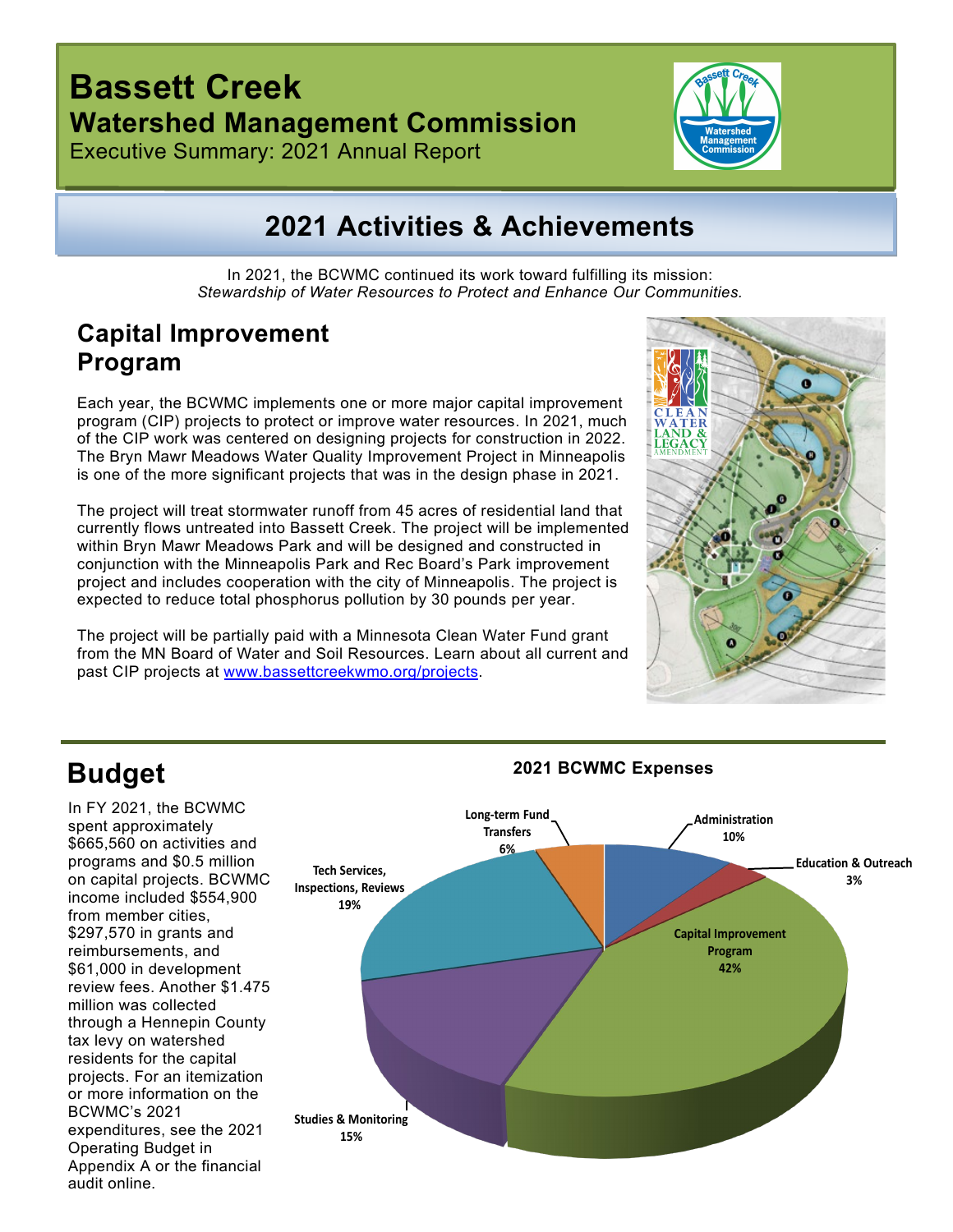# Bassett Creek

## Watershed Management Commission

Executive Summary: 2021 Annual Report

## 2021 Activities & Achievements

In 2021, the BCWMC continued its work toward fulfilling its mission:
*Stewardship of Water Resources to Protect and Enhance Our Communities.*

## Capital Improvement Program

Each year, the BCWMC implements one or more major capital improvement program (CIP) projects to protect or improve water resources. In 2021, much of the CIP work was centered on designing projects for construction in 2022. The Bryn Mawr Meadows Water Quality Improvement Project in Minneapolis is one of the more significant projects that was in the design phase in 2021.

The project will treat stormwater runoff from 45 acres of residential land that currently flows untreated into Bassett Creek. The project will be implemented within Bryn Mawr Meadows Park and will be designed and constructed in conjunction with the Minneapolis Park and Rec Board's Park improvement project and includes cooperation with the city of Minneapolis. The project is expected to reduce total phosphorus pollution by 30 pounds per year.

The project will be partially paid with a Minnesota Clean Water Fund grant from the MN Board of Water and Soil Resources. Learn about all current and past CIP projects at www.bassettcreekwmo.org/projects.

## Budget

In FY 2021, the BCWMC spent approximately $665,560 on activities and programs and $0.5 million on capital projects. BCWMC income included $554,900 from member cities, $297,570 in grants and reimbursements, and $61,000 in development review fees. Another $1.475 million was collected through a Hennepin County tax levy on watershed residents for the capital projects. For an itemization or more information on the BCWMC's 2021 expenditures, see the 2021 Operating Budget in Appendix A or the financial audit online.

**2021 BCWMC Expenses**

| Category | Percent |
|---|---|
| Administration | 10% |
| Education & Outreach | 3% |
| Capital Improvement Program | 42% |
| Studies & Monitoring | 15% |
| Tech Services, Inspections, Reviews | 19% |
| Long-term Fund Transfers | 6% |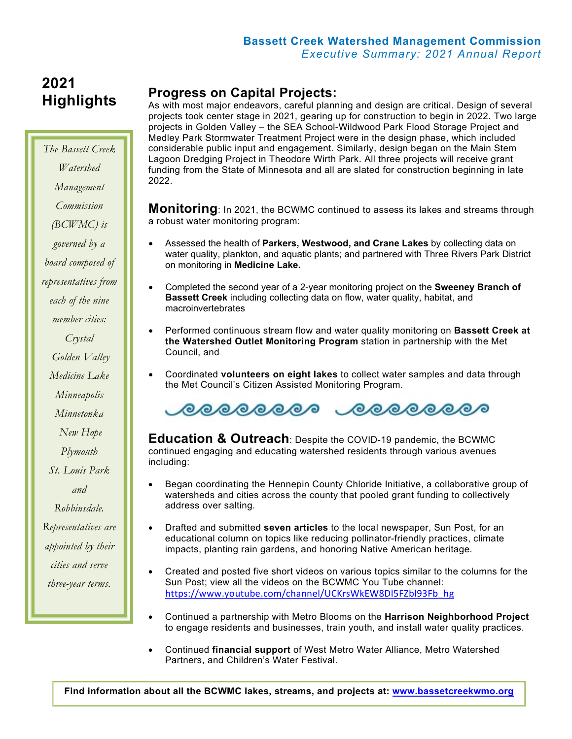**Bassett Creek Watershed Management Commission**
*Executive Summary: 2021 Annual Report*

# 2021 Highlights

*The Bassett Creek Watershed Management Commission (BCWMC) is governed by a board composed of representatives from each of the nine member cities: Crystal, Golden Valley, Medicine Lake, Minneapolis, Minnetonka, New Hope, Plymouth, St. Louis Park and Robbinsdale. Representatives are appointed by their cities and serve three-year terms.*

## Progress on Capital Projects:

As with most major endeavors, careful planning and design are critical. Design of several projects took center stage in 2021, gearing up for construction to begin in 2022. Two large projects in Golden Valley – the SEA School-Wildwood Park Flood Storage Project and Medley Park Stormwater Treatment Project were in the design phase, which included considerable public input and engagement. Similarly, design began on the Main Stem Lagoon Dredging Project in Theodore Wirth Park. All three projects will receive grant funding from the State of Minnesota and all are slated for construction beginning in late 2022.

**Monitoring**: In 2021, the BCWMC continued to assess its lakes and streams through a robust water monitoring program:

- Assessed the health of **Parkers, Westwood, and Crane Lakes** by collecting data on water quality, plankton, and aquatic plants; and partnered with Three Rivers Park District on monitoring in **Medicine Lake.**
- Completed the second year of a 2-year monitoring project on the **Sweeney Branch of Bassett Creek** including collecting data on flow, water quality, habitat, and macroinvertebrates
- Performed continuous stream flow and water quality monitoring on **Bassett Creek at the Watershed Outlet Monitoring Program** station in partnership with the Met Council, and
- Coordinated **volunteers on eight lakes** to collect water samples and data through the Met Council's Citizen Assisted Monitoring Program.

**Education & Outreach**: Despite the COVID-19 pandemic, the BCWMC continued engaging and educating watershed residents through various avenues including:

- Began coordinating the Hennepin County Chloride Initiative, a collaborative group of watersheds and cities across the county that pooled grant funding to collectively address over salting.
- Drafted and submitted **seven articles** to the local newspaper, Sun Post, for an educational column on topics like reducing pollinator-friendly practices, climate impacts, planting rain gardens, and honoring Native American heritage.
- Created and posted five short videos on various topics similar to the columns for the Sun Post; view all the videos on the BCWMC You Tube channel: https://www.youtube.com/channel/UCKrsWkEW8Dl5FZbl93Fb_hg
- Continued a partnership with Metro Blooms on the **Harrison Neighborhood Project** to engage residents and businesses, train youth, and install water quality practices.
- Continued **financial support** of West Metro Water Alliance, Metro Watershed Partners, and Children's Water Festival.

**Find information about all the BCWMC lakes, streams, and projects at: www.bassetcreekwmo.org**